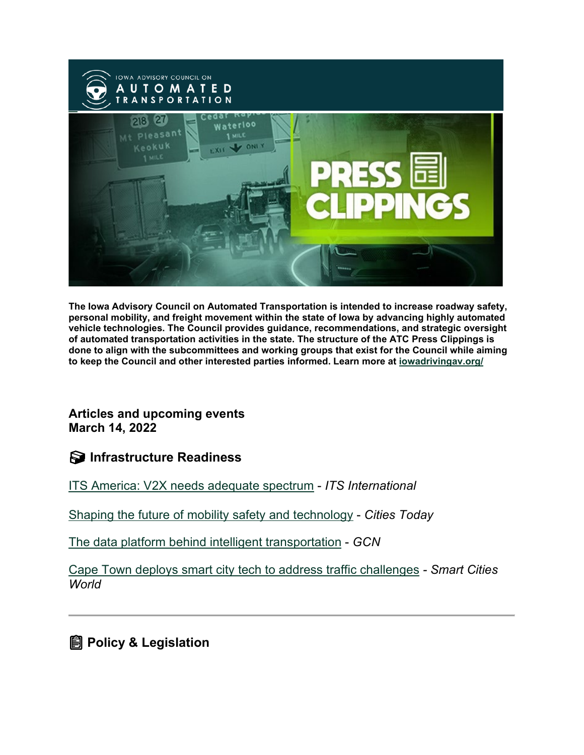**The Iowa Advisory Council on Automated Transportation is intended to increase roadway safety, personal mobility, and freight movement within the state of Iowa by advancing highly automated vehicle technologies. The Council provides guidance, recommendations, and strategic oversight of automated transportation activities in the state. The structure of the ATC Press Clippings is done to align with the subcommittees and working groups that exist for the Council while aiming to keep the Council and other interested parties informed. Learn more at iowadrivingav.org/**

**Articles and upcoming events**
**March 14, 2022**

## Infrastructure Readiness

ITS America: V2X needs adequate spectrum - *ITS International*

Shaping the future of mobility safety and technology - *Cities Today*

The data platform behind intelligent transportation - *GCN*

Cape Town deploys smart city tech to address traffic challenges - *Smart Cities World*

---

## Policy & Legislation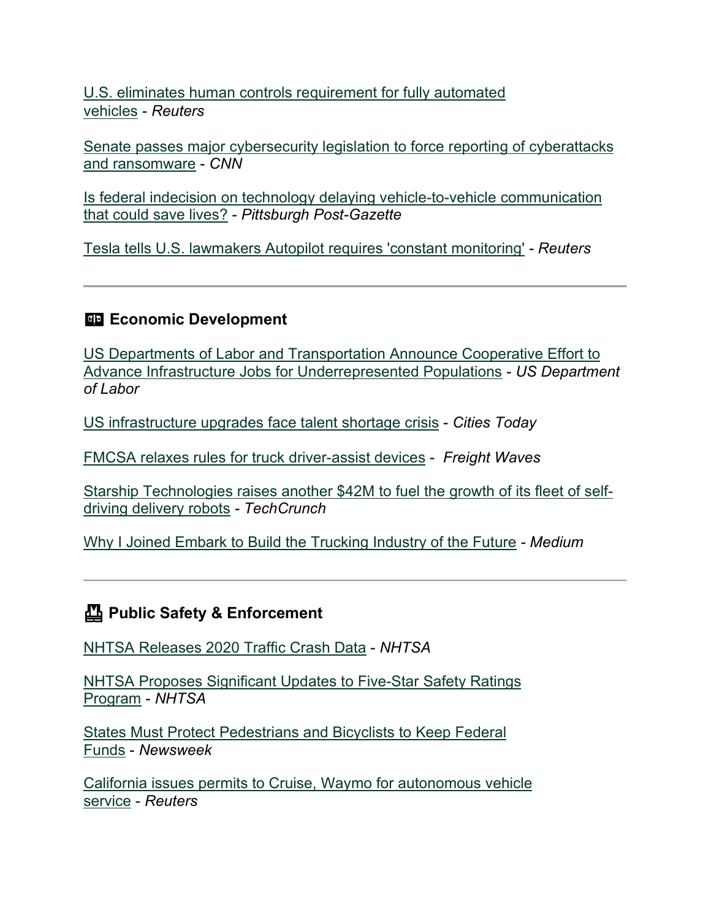U.S. eliminates human controls requirement for fully automated vehicles - *Reuters*

Senate passes major cybersecurity legislation to force reporting of cyberattacks and ransomware - *CNN*

Is federal indecision on technology delaying vehicle-to-vehicle communication that could save lives? - *Pittsburgh Post-Gazette*

Tesla tells U.S. lawmakers Autopilot requires 'constant monitoring' - *Reuters*

---

## Economic Development

US Departments of Labor and Transportation Announce Cooperative Effort to Advance Infrastructure Jobs for Underrepresented Populations - *US Department of Labor*

US infrastructure upgrades face talent shortage crisis - *Cities Today*

FMCSA relaxes rules for truck driver-assist devices - *Freight Waves*

Starship Technologies raises another $42M to fuel the growth of its fleet of self-driving delivery robots - *TechCrunch*

Why I Joined Embark to Build the Trucking Industry of the Future - *Medium*

---

## Public Safety & Enforcement

NHTSA Releases 2020 Traffic Crash Data - *NHTSA*

NHTSA Proposes Significant Updates to Five-Star Safety Ratings Program - *NHTSA*

States Must Protect Pedestrians and Bicyclists to Keep Federal Funds - *Newsweek*

California issues permits to Cruise, Waymo for autonomous vehicle service - *Reuters*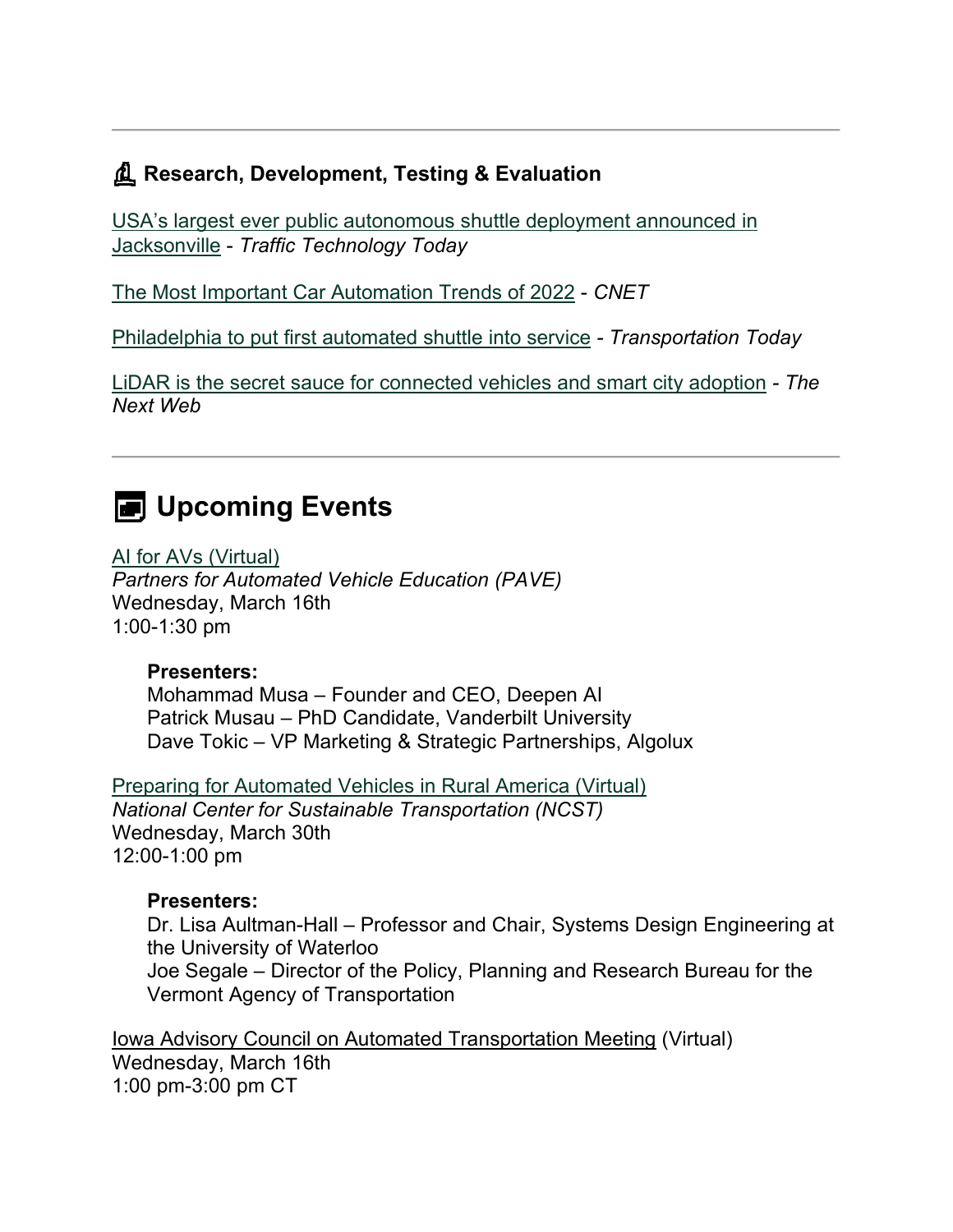---

## Research, Development, Testing & Evaluation

USA's largest ever public autonomous shuttle deployment announced in Jacksonville - *Traffic Technology Today*

The Most Important Car Automation Trends of 2022 - *CNET*

Philadelphia to put first automated shuttle into service - *Transportation Today*

LiDAR is the secret sauce for connected vehicles and smart city adoption - *The Next Web*

---

# Upcoming Events

AI for AVs (Virtual)
*Partners for Automated Vehicle Education (PAVE)*
Wednesday, March 16th
1:00-1:30 pm

> **Presenters:**
> Mohammad Musa – Founder and CEO, Deepen AI
> Patrick Musau – PhD Candidate, Vanderbilt University
> Dave Tokic – VP Marketing & Strategic Partnerships, Algolux

Preparing for Automated Vehicles in Rural America (Virtual)
*National Center for Sustainable Transportation (NCST)*
Wednesday, March 30th
12:00-1:00 pm

> **Presenters:**
> Dr. Lisa Aultman-Hall – Professor and Chair, Systems Design Engineering at the University of Waterloo
> Joe Segale – Director of the Policy, Planning and Research Bureau for the Vermont Agency of Transportation

Iowa Advisory Council on Automated Transportation Meeting (Virtual)
Wednesday, March 16th
1:00 pm-3:00 pm CT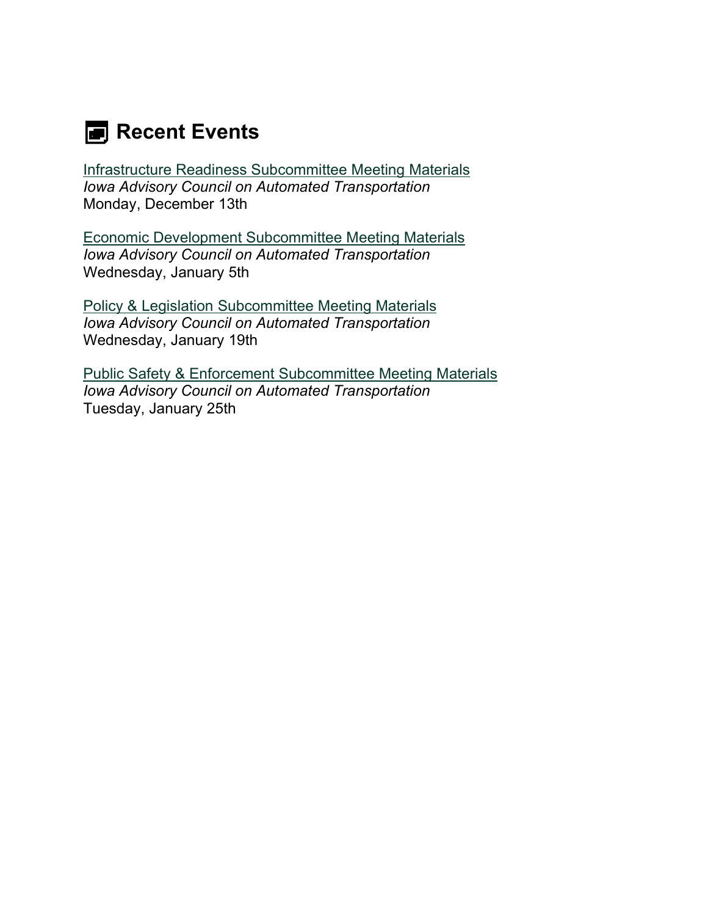## Recent Events

Infrastructure Readiness Subcommittee Meeting Materials
*Iowa Advisory Council on Automated Transportation*
Monday, December 13th

Economic Development Subcommittee Meeting Materials
*Iowa Advisory Council on Automated Transportation*
Wednesday, January 5th

Policy & Legislation Subcommittee Meeting Materials
*Iowa Advisory Council on Automated Transportation*
Wednesday, January 19th

Public Safety & Enforcement Subcommittee Meeting Materials
*Iowa Advisory Council on Automated Transportation*
Tuesday, January 25th